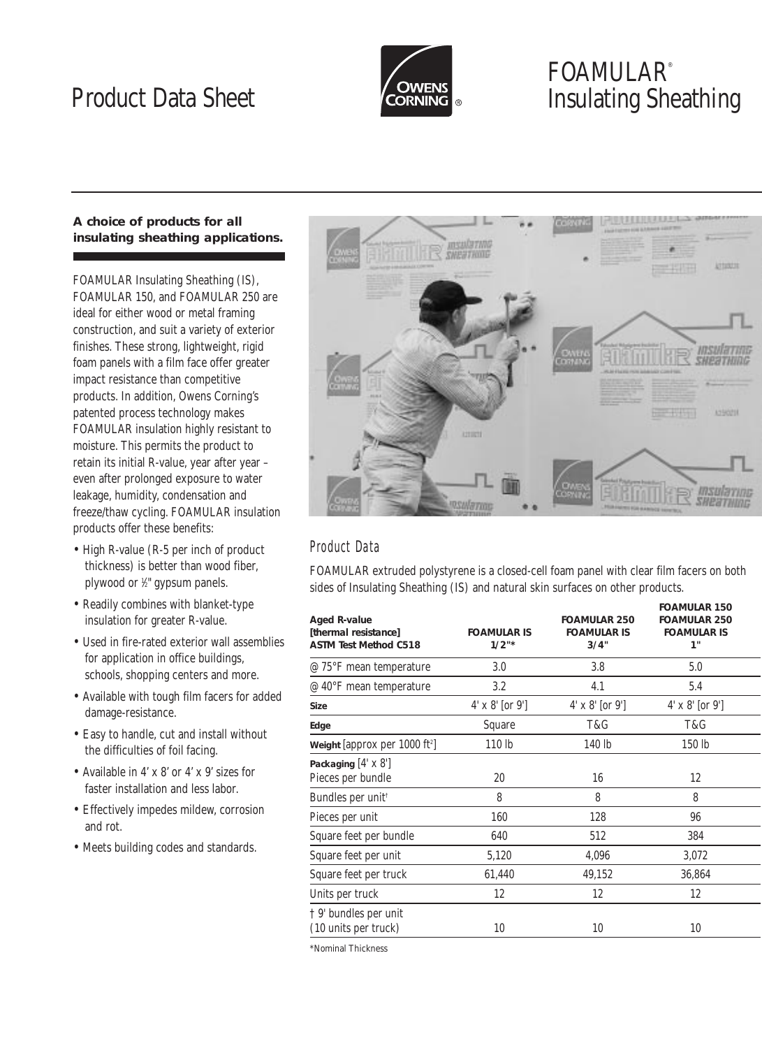# Product Data Sheet

# FOAMULAR® Insulating Sheathing

**A choice of products for all insulating sheathing applications.**

FOAMULAR Insulating Sheathing (IS), FOAMULAR 150, and FOAMULAR 250 are ideal for either wood or metal framing construction, and suit a variety of exterior finishes. These strong, lightweight, rigid foam panels with a film face offer greater impact resistance than competitive products. In addition, Owens Corning's patented process technology makes FOAMULAR insulation highly resistant to moisture. This permits the product to retain its initial R-value, year after year – even after prolonged exposure to water leakage, humidity, condensation and freeze/thaw cycling. FOAMULAR insulation products offer these benefits:

- High R-value (R-5 per inch of product thickness) is better than wood fiber, plywood or ½" gypsum panels.
- Readily combines with blanket-type insulation for greater R-value.
- Used in fire-rated exterior wall assemblies for application in office buildings, schools, shopping centers and more.
- Available with tough film facers for added damage-resistance.
- Easy to handle, cut and install without the difficulties of foil facing.
- Available in 4' x 8' or 4' x 9' sizes for faster installation and less labor.
- Effectively impedes mildew, corrosion and rot.
- Meets building codes and standards.

## Product Data

FOAMULAR extruded polystyrene is a closed-cell foam panel with clear film facers on both sides of Insulating Sheathing (IS) and natural skin surfaces on other products.

| **Aged R-value [thermal resistance] ASTM Test Method C518** | **FOAMULAR IS 1/2"*** | **FOAMULAR 250 FOAMULAR IS 3/4"** | **FOAMULAR 150 FOAMULAR 250 FOAMULAR IS 1"** |
|---|---|---|---|
| @ 75°F mean temperature | 3.0 | 3.8 | 5.0 |
| @ 40°F mean temperature | 3.2 | 4.1 | 5.4 |
| **Size** | 4' x 8' [or 9'] | 4' x 8' [or 9'] | 4' x 8' [or 9'] |
| **Edge** | Square | T&G | T&G |
| **Weight** [approx per 1000 ft²] | 110 lb | 140 lb | 150 lb |
| **Packaging** [4' x 8'] Pieces per bundle | 20 | 16 | 12 |
| Bundles per unit† | 8 | 8 | 8 |
| Pieces per unit | 160 | 128 | 96 |
| Square feet per bundle | 640 | 512 | 384 |
| Square feet per unit | 5,120 | 4,096 | 3,072 |
| Square feet per truck | 61,440 | 49,152 | 36,864 |
| Units per truck | 12 | 12 | 12 |
| † 9' bundles per unit (10 units per truck) | 10 | 10 | 10 |

*Nominal Thickness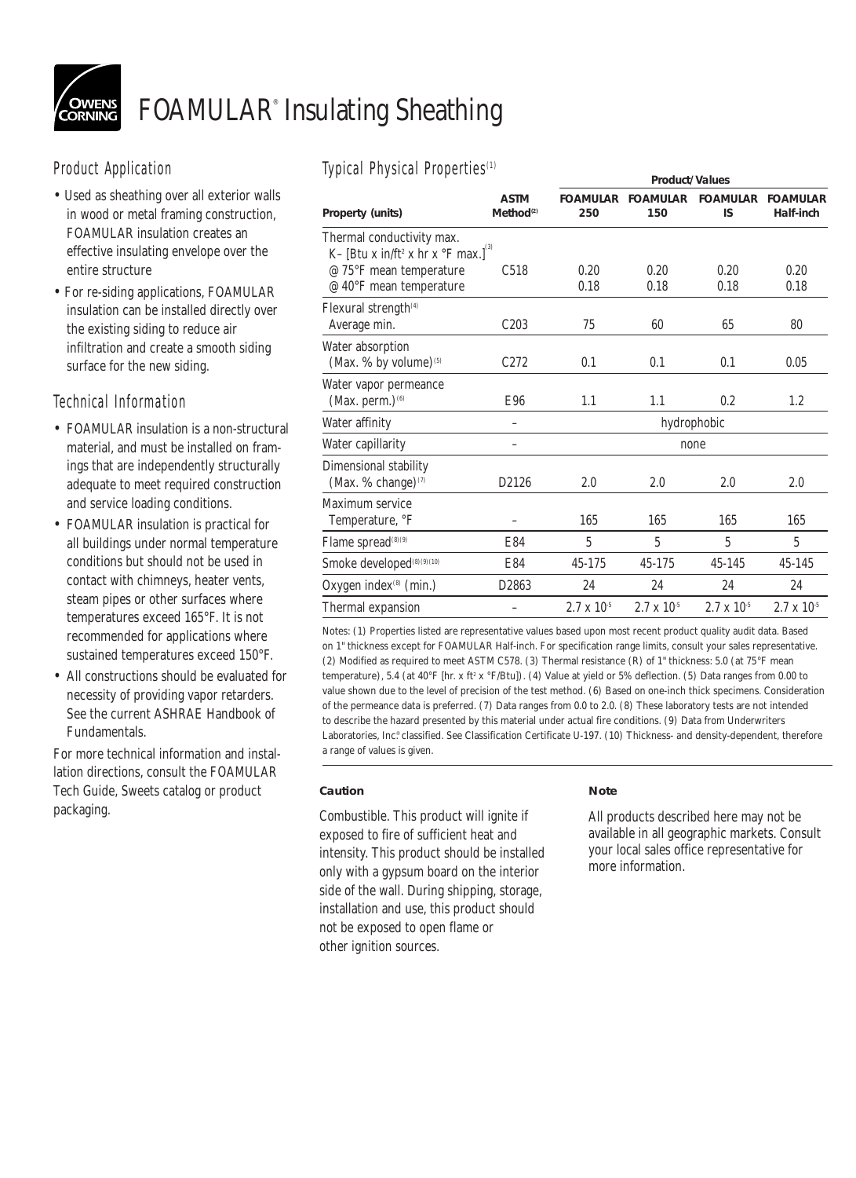# FOAMULAR® Insulating Sheathing

## Product Application

- Used as sheathing over all exterior walls in wood or metal framing construction, FOAMULAR insulation creates an effective insulating envelope over the entire structure
- For re-siding applications, FOAMULAR insulation can be installed directly over the existing siding to reduce air infiltration and create a smooth siding surface for the new siding.

## Technical Information

- FOAMULAR insulation is a non-structural material, and must be installed on framings that are independently structurally adequate to meet required construction and service loading conditions.
- FOAMULAR insulation is practical for all buildings under normal temperature conditions but should not be used in contact with chimneys, heater vents, steam pipes or other surfaces where temperatures exceed 165°F. It is not recommended for applications where sustained temperatures exceed 150°F.
- All constructions should be evaluated for necessity of providing vapor retarders. See the current ASHRAE Handbook of Fundamentals.

For more technical information and installation directions, consult the FOAMULAR Tech Guide, Sweets catalog or product packaging.

## Typical Physical Properties[1]

| Property (units) | ASTM Method[2] | Product/Values | | | |
|---|---|---|---|---|---|
| | | FOAMULAR 250 | FOAMULAR 150 | FOAMULAR IS | FOAMULAR Half-inch |
| Thermal conductivity max. K– [Btu x in/ft² x hr x °F max.][3] | | | | | |
| @ 75°F mean temperature | C518 | 0.20 | 0.20 | 0.20 | 0.20 |
| @ 40°F mean temperature | | 0.18 | 0.18 | 0.18 | 0.18 |
| Flexural strength[4] Average min. | C203 | 75 | 60 | 65 | 80 |
| Water absorption (Max. % by volume)[5] | C272 | 0.1 | 0.1 | 0.1 | 0.05 |
| Water vapor permeance (Max. perm.)[6] | E96 | 1.1 | 1.1 | 0.2 | 1.2 |
| Water affinity | – | hydrophobic | | | |
| Water capillarity | – | none | | | |
| Dimensional stability (Max. % change)[7] | D2126 | 2.0 | 2.0 | 2.0 | 2.0 |
| Maximum service Temperature, °F | – | 165 | 165 | 165 | 165 |
| Flame spread[8][9] | E84 | 5 | 5 | 5 | 5 |
| Smoke developed[8][9][10] | E84 | 45-175 | 45-175 | 45-145 | 45-145 |
| Oxygen index[8] (min.) | D2863 | 24 | 24 | 24 | 24 |
| Thermal expansion | – | $2.7 \times 10^{-5}$ | $2.7 \times 10^{-5}$ | $2.7 \times 10^{-5}$ | $2.7 \times 10^{-5}$ |

Notes: (1) Properties listed are representative values based upon most recent product quality audit data. Based on 1" thickness except for FOAMULAR Half-inch. For specification range limits, consult your sales representative. (2) Modified as required to meet ASTM C578. (3) Thermal resistance (R) of 1" thickness: 5.0 (at 75°F mean temperature), 5.4 (at 40°F [hr. x ft² x °F/Btu]). (4) Value at yield or 5% deflection. (5) Data ranges from 0.00 to value shown due to the level of precision of the test method. (6) Based on one-inch thick specimens. Consideration of the permeance data is preferred. (7) Data ranges from 0.0 to 2.0. (8) These laboratory tests are not intended to describe the hazard presented by this material under actual fire conditions. (9) Data from Underwriters Laboratories, Inc.® classified. See Classification Certificate U-197. (10) Thickness- and density-dependent, therefore a range of values is given.

**Caution**

Combustible. This product will ignite if exposed to fire of sufficient heat and intensity. This product should be installed only with a gypsum board on the interior side of the wall. During shipping, storage, installation and use, this product should not be exposed to open flame or other ignition sources.

**Note**

All products described here may not be available in all geographic markets. Consult your local sales office representative for more information.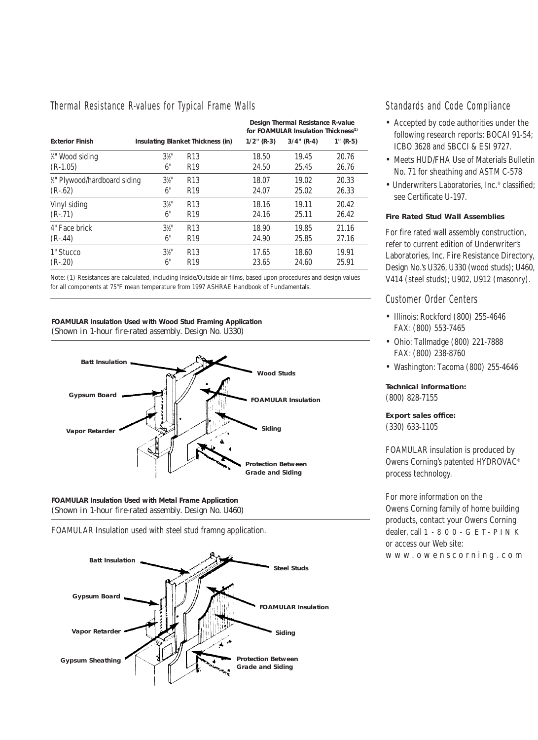## Thermal Resistance R-values for Typical Frame Walls

| Exterior Finish | Insulating Blanket Thickness (in) | | Design Thermal Resistance R-value for FOAMULAR Insulation Thickness[1] | | |
|---|---|---|---|---|---|
| | | | 1/2" (R-3) | 3/4" (R-4) | 1" (R-5) |
| ¾" Wood siding | 3½" | R13 | 18.50 | 19.45 | 20.76 |
| (R-1.05) | 6" | R19 | 24.50 | 25.45 | 26.76 |
| ½" Plywood/hardboard siding | 3½" | R13 | 18.07 | 19.02 | 20.33 |
| (R-.62) | 6" | R19 | 24.07 | 25.02 | 26.33 |
| Vinyl siding | 3½" | R13 | 18.16 | 19.11 | 20.42 |
| (R-.71) | 6" | R19 | 24.16 | 25.11 | 26.42 |
| 4" Face brick | 3½" | R13 | 18.90 | 19.85 | 21.16 |
| (R-.44) | 6" | R19 | 24.90 | 25.85 | 27.16 |
| 1" Stucco | 3½" | R13 | 17.65 | 18.60 | 19.91 |
| (R-.20) | 6" | R19 | 23.65 | 24.60 | 25.91 |

Note: (1) Resistances are calculated, including Inside/Outside air films, based upon procedures and design values for all components at 75°F mean temperature from 1997 ASHRAE Handbook of Fundamentals.

**FOAMULAR Insulation Used with Wood Stud Framing Application**
*(Shown in 1-hour fire-rated assembly. Design No. U330)*

Batt Insulation
Gypsum Board
Vapor Retarder
Wood Studs
FOAMULAR Insulation
Siding
Protection Between Grade and Siding

**FOAMULAR Insulation Used with Metal Frame Application**
*(Shown in 1-hour fire-rated assembly. Design No. U460)*

FOAMULAR Insulation used with steel stud framng application.

Batt Insulation
Gypsum Board
Vapor Retarder
Gypsum Sheathing
Steel Studs
FOAMULAR Insulation
Siding
Protection Between Grade and Siding

## Standards and Code Compliance

- Accepted by code authorities under the following research reports: BOCAI 91-54; ICBO 3628 and SBCCI & ESI 9727.
- Meets HUD/FHA Use of Materials Bulletin No. 71 for sheathing and ASTM C-578
- Underwriters Laboratories, Inc.® classified; see Certificate U-197.

**Fire Rated Stud Wall Assemblies**

For fire rated wall assembly construction, refer to current edition of Underwriter's Laboratories, Inc. Fire Resistance Directory, Design No.'s U326, U330 (wood studs); U460, V414 (steel studs); U902, U912 (masonry).

## Customer Order Centers

- Illinois: Rockford (800) 255-4646
  FAX: (800) 553-7465
- Ohio: Tallmadge (800) 221-7888
  FAX: (800) 238-8760
- Washington: Tacoma (800) 255-4646

**Technical information:**
(800) 828-7155

**Export sales office:**
(330) 633-1105

FOAMULAR insulation is produced by Owens Corning's patented HYDROVAC® process technology.

For more information on the Owens Corning family of home building products, contact your Owens Corning dealer, call 1-800-GET-PINK or access our Web site: www.owenscorning.com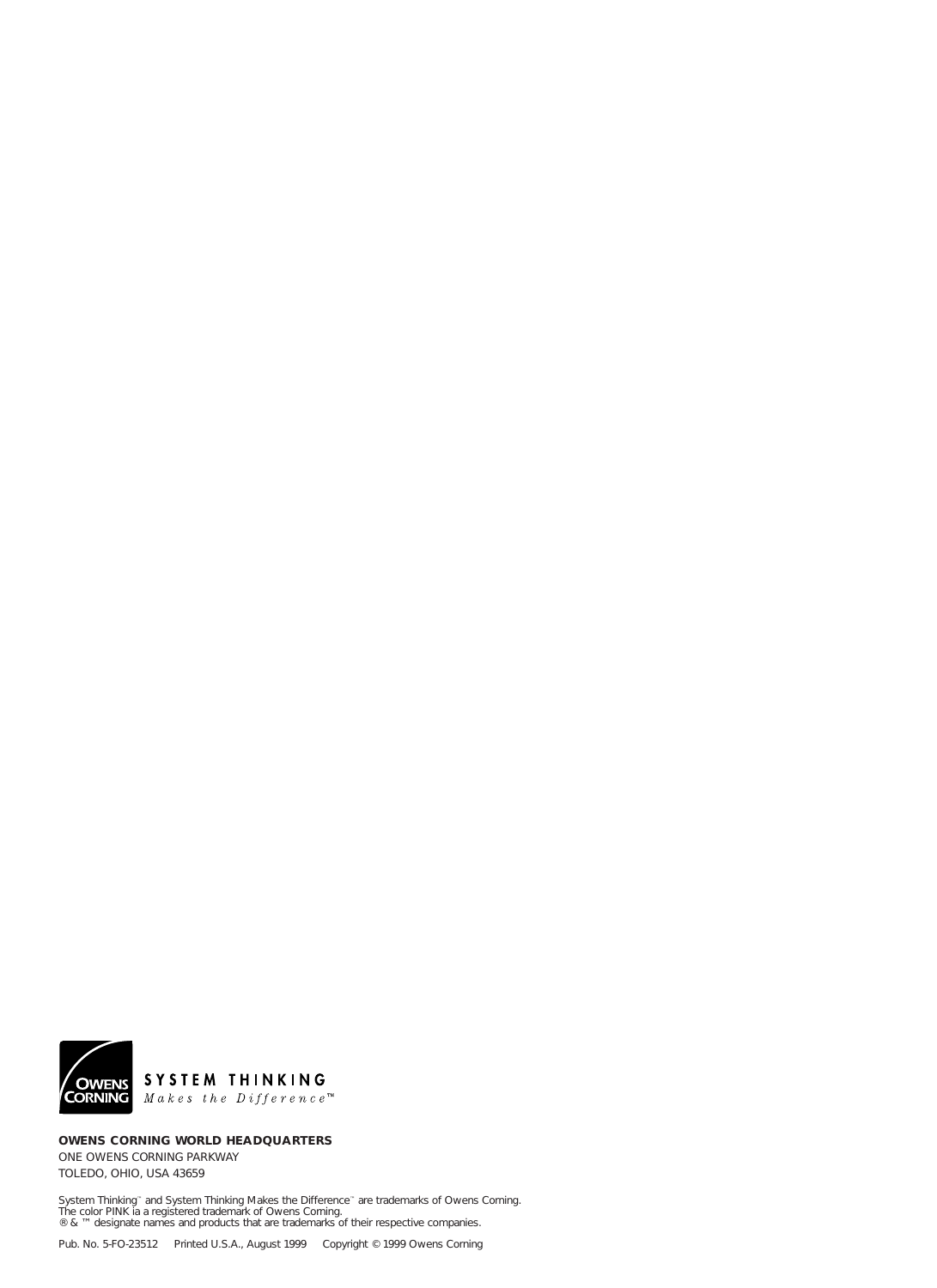OWENS CORNING

SYSTEM THINKING
*Makes the Difference*™

**OWENS CORNING WORLD HEADQUARTERS**
ONE OWENS CORNING PARKWAY
TOLEDO, OHIO, USA 43659

System Thinking™ and System Thinking Makes the Difference™ are trademarks of Owens Corning.
The color PINK ia a registered trademark of Owens Corning.
® & ™ designate names and products that are trademarks of their respective companies.

Pub. No. 5-FO-23512 Printed U.S.A., August 1999 Copyright © 1999 Owens Corning